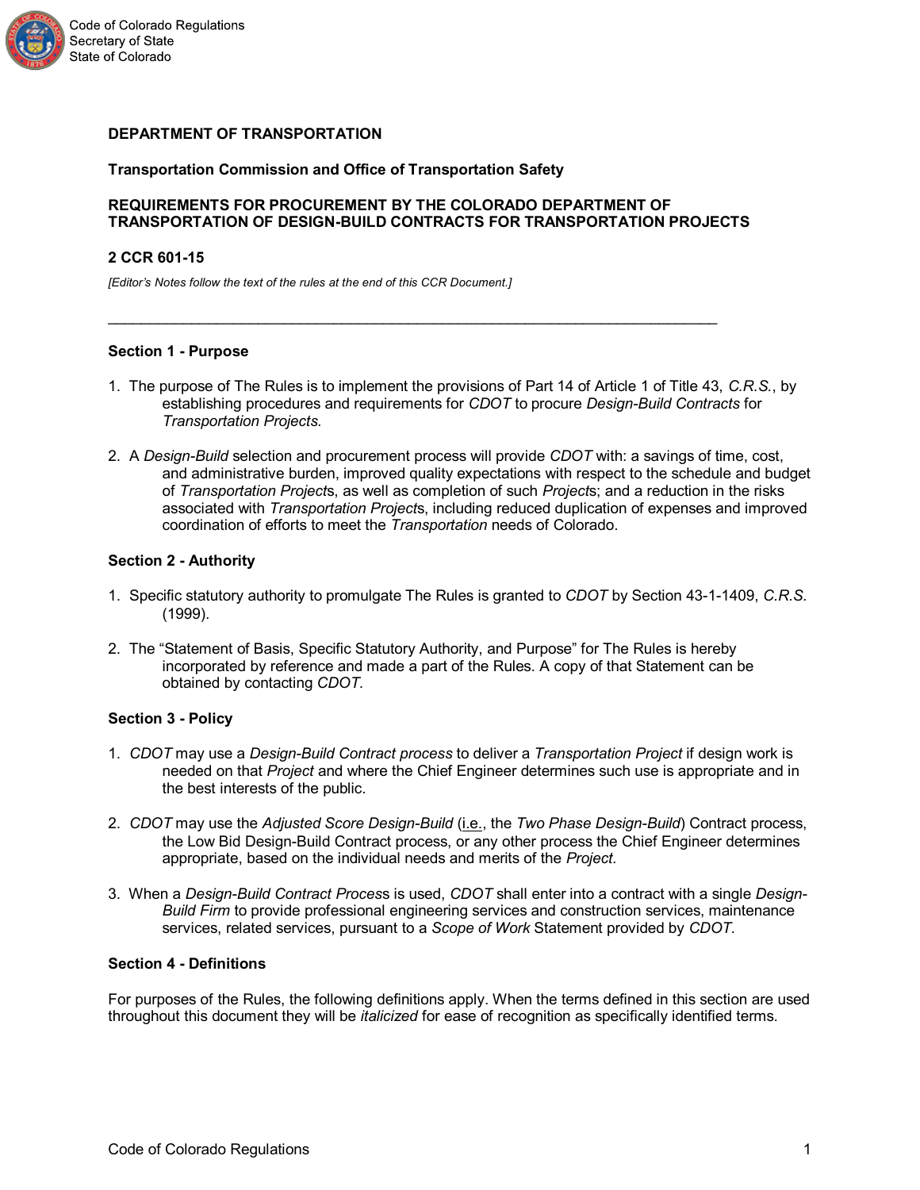**DEPARTMENT OF TRANSPORTATION**

**Transportation Commission and Office of Transportation Safety**

**REQUIREMENTS FOR PROCUREMENT BY THE COLORADO DEPARTMENT OF TRANSPORTATION OF DESIGN-BUILD CONTRACTS FOR TRANSPORTATION PROJECTS**

**2 CCR 601-15**

*[Editor's Notes follow the text of the rules at the end of this CCR Document.]*

---

**Section 1 - Purpose**

1. The purpose of The Rules is to implement the provisions of Part 14 of Article 1 of Title 43, *C.R.S.*, by establishing procedures and requirements for *CDOT* to procure *Design-Build Contracts* for *Transportation Projects.*

2. A *Design-Build* selection and procurement process will provide *CDOT* with: a savings of time, cost, and administrative burden, improved quality expectations with respect to the schedule and budget of *Transportation Project*s, as well as completion of such *Project*s; and a reduction in the risks associated with *Transportation Project*s, including reduced duplication of expenses and improved coordination of efforts to meet the *Transportation* needs of Colorado.

**Section 2 - Authority**

1. Specific statutory authority to promulgate The Rules is granted to *CDOT* by Section 43-1-1409, *C.R.S.* (1999).

2. The "Statement of Basis, Specific Statutory Authority, and Purpose" for The Rules is hereby incorporated by reference and made a part of the Rules. A copy of that Statement can be obtained by contacting *CDOT.*

**Section 3 - Policy**

1. *CDOT* may use a *Design-Build Contract process* to deliver a *Transportation Project* if design work is needed on that *Project* and where the Chief Engineer determines such use is appropriate and in the best interests of the public.

2. *CDOT* may use the *Adjusted Score Design-Build* (i.e., the *Two Phase Design-Build*) Contract process, the Low Bid Design-Build Contract process, or any other process the Chief Engineer determines appropriate, based on the individual needs and merits of the *Project.*

3. When a *Design-Build Contract Process* is used, *CDOT* shall enter into a contract with a single *Design-Build Firm* to provide professional engineering services and construction services, maintenance services, related services, pursuant to a *Scope of Work* Statement provided by *CDOT.*

**Section 4 - Definitions**

For purposes of the Rules, the following definitions apply. When the terms defined in this section are used throughout this document they will be *italicized* for ease of recognition as specifically identified terms.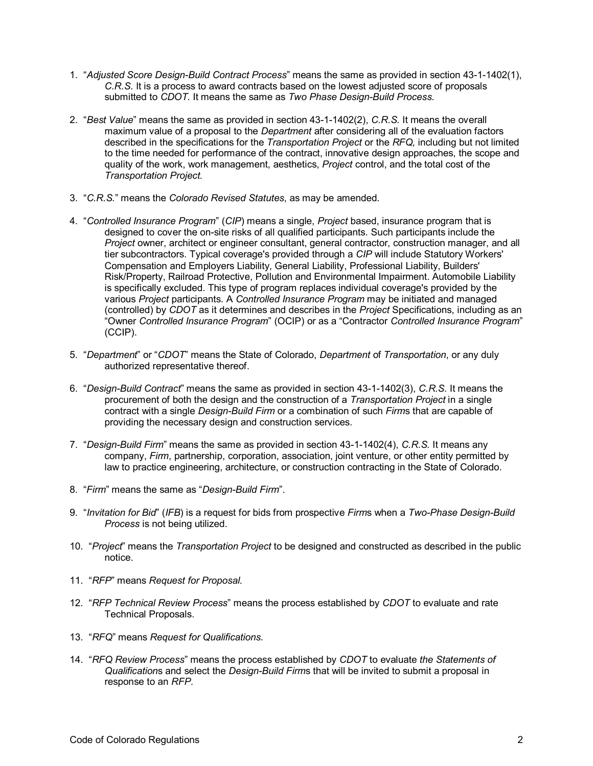1. "*Adjusted Score Design-Build Contract Process*" means the same as provided in section 43-1-1402(1), *C.R.S.* It is a process to award contracts based on the lowest adjusted score of proposals submitted to *CDOT*. It means the same as *Two Phase Design-Build Process.*

2. "*Best Value*" means the same as provided in section 43-1-1402(2), *C.R.S.* It means the overall maximum value of a proposal to the *Department* after considering all of the evaluation factors described in the specifications for the *Transportation Project* or the *RFQ,* including but not limited to the time needed for performance of the contract, innovative design approaches, the scope and quality of the work, work management, aesthetics, *Project* control, and the total cost of the *Transportation Project.*

3. "*C.R.S.*" means the *Colorado Revised Statutes*, as may be amended.

4. "*Controlled Insurance Program*" (*CIP*) means a single, *Project* based, insurance program that is designed to cover the on-site risks of all qualified participants. Such participants include the *Project* owner, architect or engineer consultant, general contractor, construction manager, and all tier subcontractors. Typical coverage's provided through a *CIP* will include Statutory Workers' Compensation and Employers Liability, General Liability, Professional Liability, Builders' Risk/Property, Railroad Protective, Pollution and Environmental Impairment. Automobile Liability is specifically excluded. This type of program replaces individual coverage's provided by the various *Project* participants. A *Controlled Insurance Program* may be initiated and managed (controlled) by *CDOT* as it determines and describes in the *Project* Specifications, including as an "Owner *Controlled Insurance Program*" (OCIP) or as a "Contractor *Controlled Insurance Program*" (CCIP).

5. "*Department*" or "*CDOT*" means the State of Colorado, *Department* of *Transportation*, or any duly authorized representative thereof.

6. "*Design-Build Contract*" means the same as provided in section 43-1-1402(3), *C.R.S.* It means the procurement of both the design and the construction of a *Transportation Project* in a single contract with a single *Design-Build Firm* or a combination of such *Firm*s that are capable of providing the necessary design and construction services.

7. "*Design-Build Firm*" means the same as provided in section 43-1-1402(4), *C.R.S.* It means any company, *Firm*, partnership, corporation, association, joint venture, or other entity permitted by law to practice engineering, architecture, or construction contracting in the State of Colorado.

8. "*Firm*" means the same as "*Design-Build Firm*".

9. "*Invitation for Bid*" (*IFB*) is a request for bids from prospective *Firm*s when a *Two-Phase Design-Build Process* is not being utilized.

10. "*Project*" means the *Transportation Project* to be designed and constructed as described in the public notice.

11. "*RFP*" means *Request for Proposal.*

12. "*RFP Technical Review Process*" means the process established by *CDOT* to evaluate and rate Technical Proposals.

13. "*RFQ*" means *Request for Qualifications.*

14. "*RFQ Review Process*" means the process established by *CDOT* to evaluate *the Statements of Qualification*s and select the *Design-Build Firm*s that will be invited to submit a proposal in response to an *RFP.*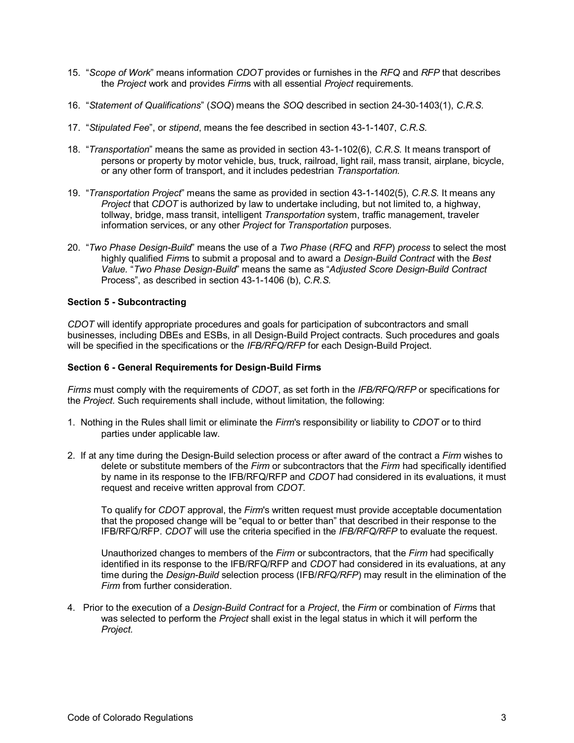15. "*Scope of Work*" means information *CDOT* provides or furnishes in the *RFQ* and *RFP* that describes the *Project* work and provides *Firm*s with all essential *Project* requirements.

16. "*Statement of Qualifications*" (*SOQ*) means the *SOQ* described in section 24-30-1403(1), *C.R.S.*

17. "*Stipulated Fee*", or *stipend*, means the fee described in section 43-1-1407, *C.R.S.*

18. "*Transportation*" means the same as provided in section 43-1-102(6), *C.R.S.* It means transport of persons or property by motor vehicle, bus, truck, railroad, light rail, mass transit, airplane, bicycle, or any other form of transport, and it includes pedestrian *Transportation*.

19. "*Transportation Project*" means the same as provided in section 43-1-1402(5), *C.R.S.* It means any *Project* that *CDOT* is authorized by law to undertake including, but not limited to, a highway, tollway, bridge, mass transit, intelligent *Transportation* system, traffic management, traveler information services, or any other *Project* for *Transportation* purposes.

20. "*Two Phase Design-Build*" means the use of a *Two Phase* (*RFQ* and *RFP*) *process* to select the most highly qualified *Firm*s to submit a proposal and to award a *Design-Build Contract* with the *Best Value*. "*Two Phase Design-Build*" means the same as "*Adjusted Score Design-Build Contract* Process", as described in section 43-1-1406 (b), *C.R.S.*

**Section 5 - Subcontracting**

*CDOT* will identify appropriate procedures and goals for participation of subcontractors and small businesses, including DBEs and ESBs, in all Design-Build Project contracts. Such procedures and goals will be specified in the specifications or the *IFB/RFQ/RFP* for each Design-Build Project.

**Section 6 - General Requirements for Design-Build Firms**

*Firms* must comply with the requirements of *CDOT*, as set forth in the *IFB/RFQ/RFP* or specifications for the *Project.* Such requirements shall include, without limitation, the following:

1. Nothing in the Rules shall limit or eliminate the *Firm*'s responsibility or liability to *CDOT* or to third parties under applicable law.

2. If at any time during the Design-Build selection process or after award of the contract a *Firm* wishes to delete or substitute members of the *Firm* or subcontractors that the *Firm* had specifically identified by name in its response to the IFB/RFQ/RFP and *CDOT* had considered in its evaluations, it must request and receive written approval from *CDOT*.

   To qualify for *CDOT* approval, the *Firm*'s written request must provide acceptable documentation that the proposed change will be "equal to or better than" that described in their response to the IFB/RFQ/RFP. *CDOT* will use the criteria specified in the *IFB/RFQ/RFP* to evaluate the request.

   Unauthorized changes to members of the *Firm* or subcontractors, that the *Firm* had specifically identified in its response to the IFB/RFQ/RFP and *CDOT* had considered in its evaluations, at any time during the *Design-Build* selection process (IFB/*RFQ/RFP*) may result in the elimination of the *Firm* from further consideration.

4. Prior to the execution of a *Design-Build Contract* for a *Project*, the *Firm* or combination of *Firm*s that was selected to perform the *Project* shall exist in the legal status in which it will perform the *Project.*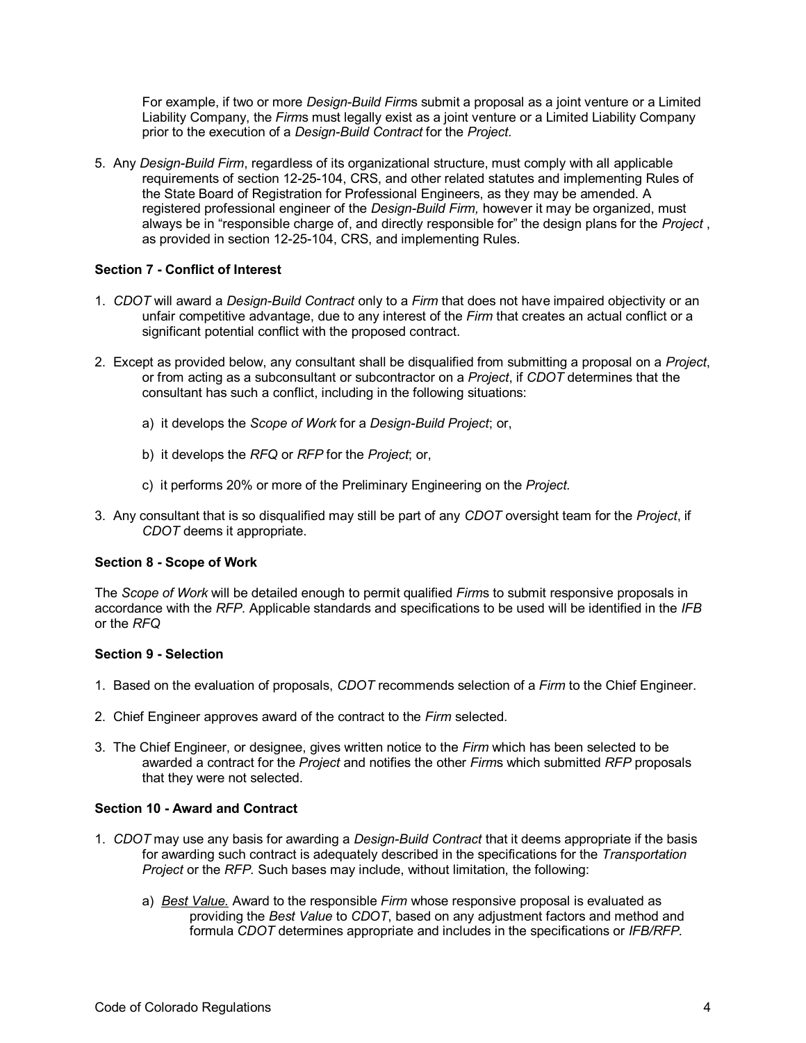For example, if two or more *Design-Build Firm*s submit a proposal as a joint venture or a Limited Liability Company, the *Firm*s must legally exist as a joint venture or a Limited Liability Company prior to the execution of a *Design-Build Contract* for the *Project.*

5. Any *Design-Build Firm*, regardless of its organizational structure, must comply with all applicable requirements of section 12-25-104, CRS, and other related statutes and implementing Rules of the State Board of Registration for Professional Engineers, as they may be amended. A registered professional engineer of the *Design-Build Firm,* however it may be organized, must always be in "responsible charge of, and directly responsible for" the design plans for the *Project* , as provided in section 12-25-104, CRS, and implementing Rules.

**Section 7 - Conflict of Interest**

1. *CDOT* will award a *Design-Build Contract* only to a *Firm* that does not have impaired objectivity or an unfair competitive advantage, due to any interest of the *Firm* that creates an actual conflict or a significant potential conflict with the proposed contract.

2. Except as provided below, any consultant shall be disqualified from submitting a proposal on a *Project*, or from acting as a subconsultant or subcontractor on a *Project*, if *CDOT* determines that the consultant has such a conflict, including in the following situations:

   a) it develops the *Scope of Work* for a *Design-Build Project*; or,

   b) it develops the *RFQ* or *RFP* for the *Project*; or,

   c) it performs 20% or more of the Preliminary Engineering on the *Project.*

3. Any consultant that is so disqualified may still be part of any *CDOT* oversight team for the *Project*, if *CDOT* deems it appropriate.

**Section 8 - Scope of Work**

The *Scope of Work* will be detailed enough to permit qualified *Firm*s to submit responsive proposals in accordance with the *RFP.* Applicable standards and specifications to be used will be identified in the *IFB* or the *RFQ*

**Section 9 - Selection**

1. Based on the evaluation of proposals, *CDOT* recommends selection of a *Firm* to the Chief Engineer.

2. Chief Engineer approves award of the contract to the *Firm* selected.

3. The Chief Engineer, or designee, gives written notice to the *Firm* which has been selected to be awarded a contract for the *Project* and notifies the other *Firm*s which submitted *RFP* proposals that they were not selected.

**Section 10 - Award and Contract**

1. *CDOT* may use any basis for awarding a *Design-Build Contract* that it deems appropriate if the basis for awarding such contract is adequately described in the specifications for the *Transportation Project* or the *RFP.* Such bases may include, without limitation, the following:

   a) *Best Value.* Award to the responsible *Firm* whose responsive proposal is evaluated as providing the *Best Value* to *CDOT*, based on any adjustment factors and method and formula *CDOT* determines appropriate and includes in the specifications or *IFB/RFP.*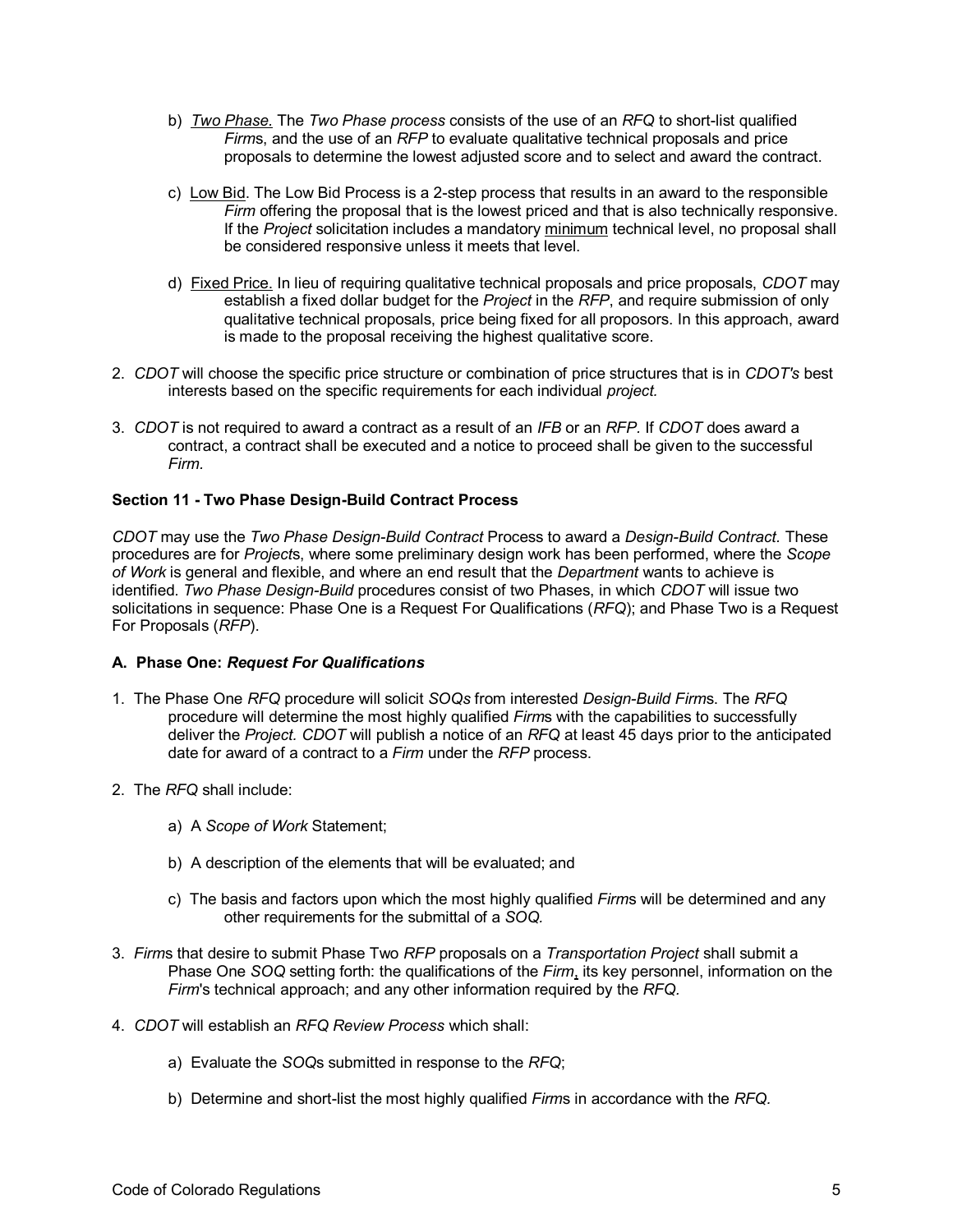b) <u>*Two Phase.*</u> The *Two Phase process* consists of the use of an *RFQ* to short-list qualified *Firm*s, and the use of an *RFP* to evaluate qualitative technical proposals and price proposals to determine the lowest adjusted score and to select and award the contract.

c) <u>Low Bid</u>. The Low Bid Process is a 2-step process that results in an award to the responsible *Firm* offering the proposal that is the lowest priced and that is also technically responsive. If the *Project* solicitation includes a mandatory <u>minimum</u> technical level, no proposal shall be considered responsive unless it meets that level.

d) <u>Fixed Price.</u> In lieu of requiring qualitative technical proposals and price proposals, *CDOT* may establish a fixed dollar budget for the *Project* in the *RFP*, and require submission of only qualitative technical proposals, price being fixed for all proposors. In this approach, award is made to the proposal receiving the highest qualitative score.

2. *CDOT* will choose the specific price structure or combination of price structures that is in *CDOT's* best interests based on the specific requirements for each individual *project.*

3. *CDOT* is not required to award a contract as a result of an *IFB* or an *RFP.* If *CDOT* does award a contract, a contract shall be executed and a notice to proceed shall be given to the successful *Firm.*

**Section 11 - Two Phase Design-Build Contract Process**

*CDOT* may use the *Two Phase Design-Build Contract* Process to award a *Design-Build Contract*. These procedures are for *Project*s, where some preliminary design work has been performed, where the *Scope of Work* is general and flexible, and where an end result that the *Department* wants to achieve is identified. *Two Phase Design-Build* procedures consist of two Phases, in which *CDOT* will issue two solicitations in sequence: Phase One is a Request For Qualifications (*RFQ*); and Phase Two is a Request For Proposals (*RFP*).

**A. Phase One: *Request For Qualifications***

1. The Phase One *RFQ* procedure will solicit *SOQs* from interested *Design-Build Firm*s. The *RFQ* procedure will determine the most highly qualified *Firm*s with the capabilities to successfully deliver the *Project. CDOT* will publish a notice of an *RFQ* at least 45 days prior to the anticipated date for award of a contract to a *Firm* under the *RFP* process.

2. The *RFQ* shall include:

   a) A *Scope of Work* Statement;

   b) A description of the elements that will be evaluated; and

   c) The basis and factors upon which the most highly qualified *Firm*s will be determined and any other requirements for the submittal of a *SOQ.*

3. *Firm*s that desire to submit Phase Two *RFP* proposals on a *Transportation Project* shall submit a Phase One *SOQ* setting forth: the qualifications of the *Firm*, its key personnel, information on the *Firm*'s technical approach; and any other information required by the *RFQ*.

4. *CDOT* will establish an *RFQ Review Process* which shall:

   a) Evaluate the *SOQ*s submitted in response to the *RFQ*;

   b) Determine and short-list the most highly qualified *Firm*s in accordance with the *RFQ.*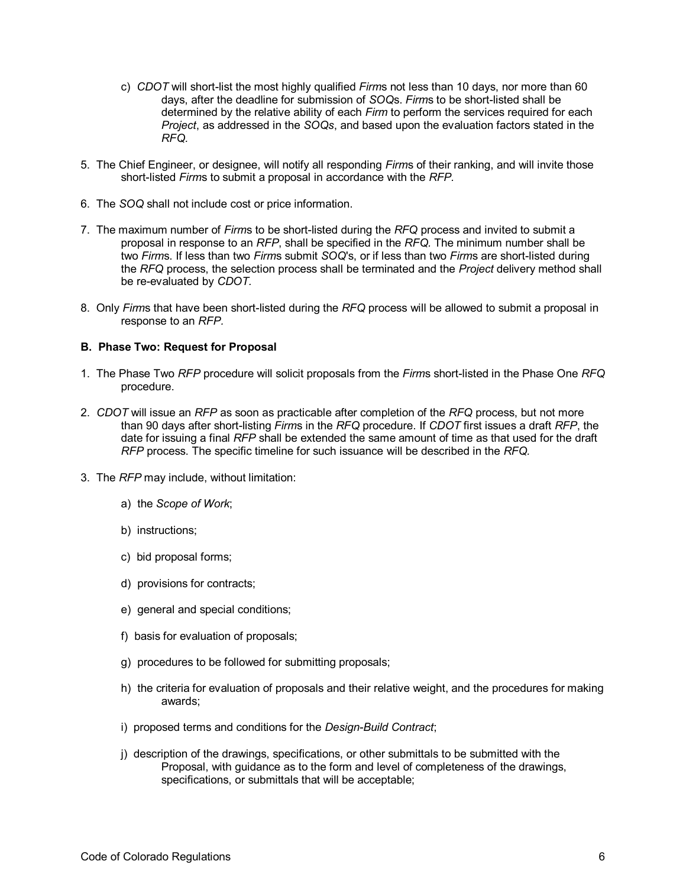c) *CDOT* will short-list the most highly qualified *Firm*s not less than 10 days, nor more than 60 days, after the deadline for submission of *SOQ*s. *Firm*s to be short-listed shall be determined by the relative ability of each *Firm* to perform the services required for each *Project*, as addressed in the *SOQs*, and based upon the evaluation factors stated in the *RFQ*.

5. The Chief Engineer, or designee, will notify all responding *Firm*s of their ranking, and will invite those short-listed *Firm*s to submit a proposal in accordance with the *RFP*.

6. The *SOQ* shall not include cost or price information.

7. The maximum number of *Firm*s to be short-listed during the *RFQ* process and invited to submit a proposal in response to an *RFP*, shall be specified in the *RFQ*. The minimum number shall be two *Firm*s. If less than two *Firm*s submit *SOQ*'s, or if less than two *Firm*s are short-listed during the *RFQ* process, the selection process shall be terminated and the *Project* delivery method shall be re-evaluated by *CDOT*.

8. Only *Firm*s that have been short-listed during the *RFQ* process will be allowed to submit a proposal in response to an *RFP*.

**B. Phase Two: Request for Proposal**

1. The Phase Two *RFP* procedure will solicit proposals from the *Firm*s short-listed in the Phase One *RFQ* procedure.

2. *CDOT* will issue an *RFP* as soon as practicable after completion of the *RFQ* process, but not more than 90 days after short-listing *Firm*s in the *RFQ* procedure. If *CDOT* first issues a draft *RFP*, the date for issuing a final *RFP* shall be extended the same amount of time as that used for the draft *RFP* process. The specific timeline for such issuance will be described in the *RFQ*.

3. The *RFP* may include, without limitation:

   a) the *Scope of Work*;

   b) instructions;

   c) bid proposal forms;

   d) provisions for contracts;

   e) general and special conditions;

   f) basis for evaluation of proposals;

   g) procedures to be followed for submitting proposals;

   h) the criteria for evaluation of proposals and their relative weight, and the procedures for making awards;

   i) proposed terms and conditions for the *Design-Build Contract*;

   j) description of the drawings, specifications, or other submittals to be submitted with the Proposal, with guidance as to the form and level of completeness of the drawings, specifications, or submittals that will be acceptable;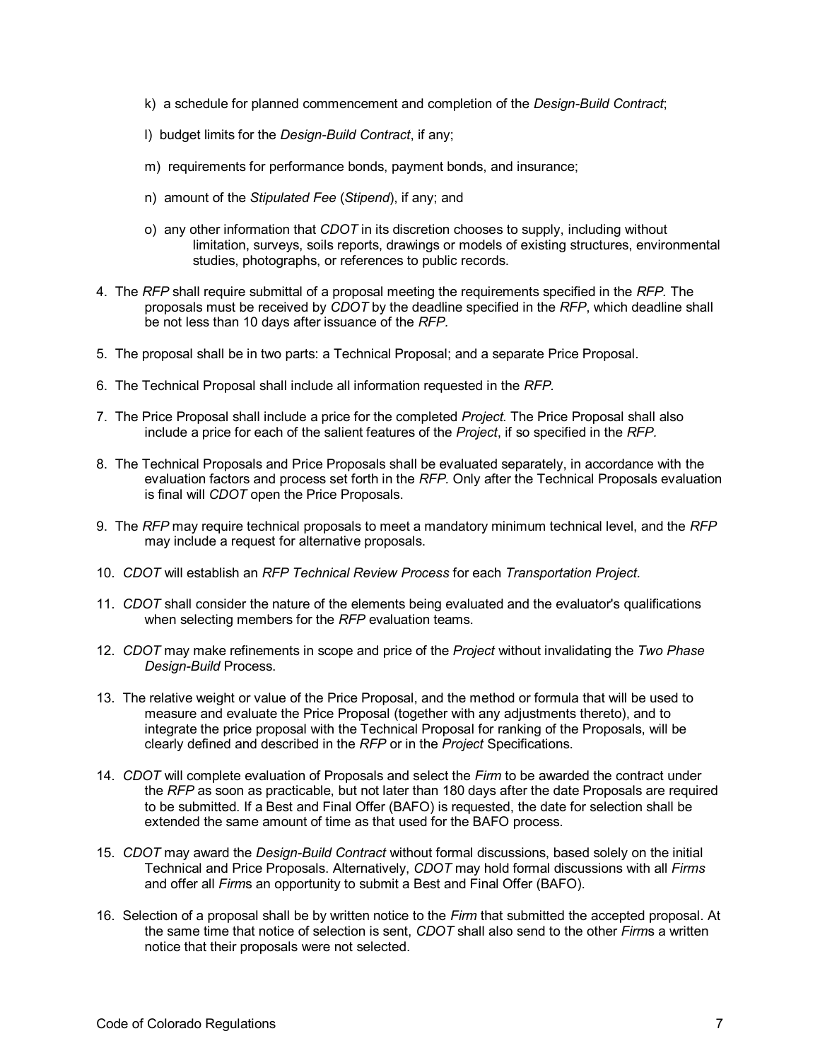k) a schedule for planned commencement and completion of the *Design-Build Contract*;

l) budget limits for the *Design-Build Contract*, if any;

m) requirements for performance bonds, payment bonds, and insurance;

n) amount of the *Stipulated Fee* (*Stipend*), if any; and

o) any other information that *CDOT* in its discretion chooses to supply, including without limitation, surveys, soils reports, drawings or models of existing structures, environmental studies, photographs, or references to public records.

4. The *RFP* shall require submittal of a proposal meeting the requirements specified in the *RFP.* The proposals must be received by *CDOT* by the deadline specified in the *RFP*, which deadline shall be not less than 10 days after issuance of the *RFP.*

5. The proposal shall be in two parts: a Technical Proposal; and a separate Price Proposal.

6. The Technical Proposal shall include all information requested in the *RFP.*

7. The Price Proposal shall include a price for the completed *Project.* The Price Proposal shall also include a price for each of the salient features of the *Project*, if so specified in the *RFP.*

8. The Technical Proposals and Price Proposals shall be evaluated separately, in accordance with the evaluation factors and process set forth in the *RFP.* Only after the Technical Proposals evaluation is final will *CDOT* open the Price Proposals.

9. The *RFP* may require technical proposals to meet a mandatory minimum technical level, and the *RFP* may include a request for alternative proposals.

10. *CDOT* will establish an *RFP Technical Review Process* for each *Transportation Project.*

11. *CDOT* shall consider the nature of the elements being evaluated and the evaluator's qualifications when selecting members for the *RFP* evaluation teams.

12. *CDOT* may make refinements in scope and price of the *Project* without invalidating the *Two Phase Design-Build* Process.

13. The relative weight or value of the Price Proposal, and the method or formula that will be used to measure and evaluate the Price Proposal (together with any adjustments thereto), and to integrate the price proposal with the Technical Proposal for ranking of the Proposals, will be clearly defined and described in the *RFP* or in the *Project* Specifications.

14. *CDOT* will complete evaluation of Proposals and select the *Firm* to be awarded the contract under the *RFP* as soon as practicable, but not later than 180 days after the date Proposals are required to be submitted. If a Best and Final Offer (BAFO) is requested, the date for selection shall be extended the same amount of time as that used for the BAFO process.

15. *CDOT* may award the *Design-Build Contract* without formal discussions, based solely on the initial Technical and Price Proposals. Alternatively, *CDOT* may hold formal discussions with all *Firms* and offer all *Firm*s an opportunity to submit a Best and Final Offer (BAFO).

16. Selection of a proposal shall be by written notice to the *Firm* that submitted the accepted proposal. At the same time that notice of selection is sent, *CDOT* shall also send to the other *Firm*s a written notice that their proposals were not selected.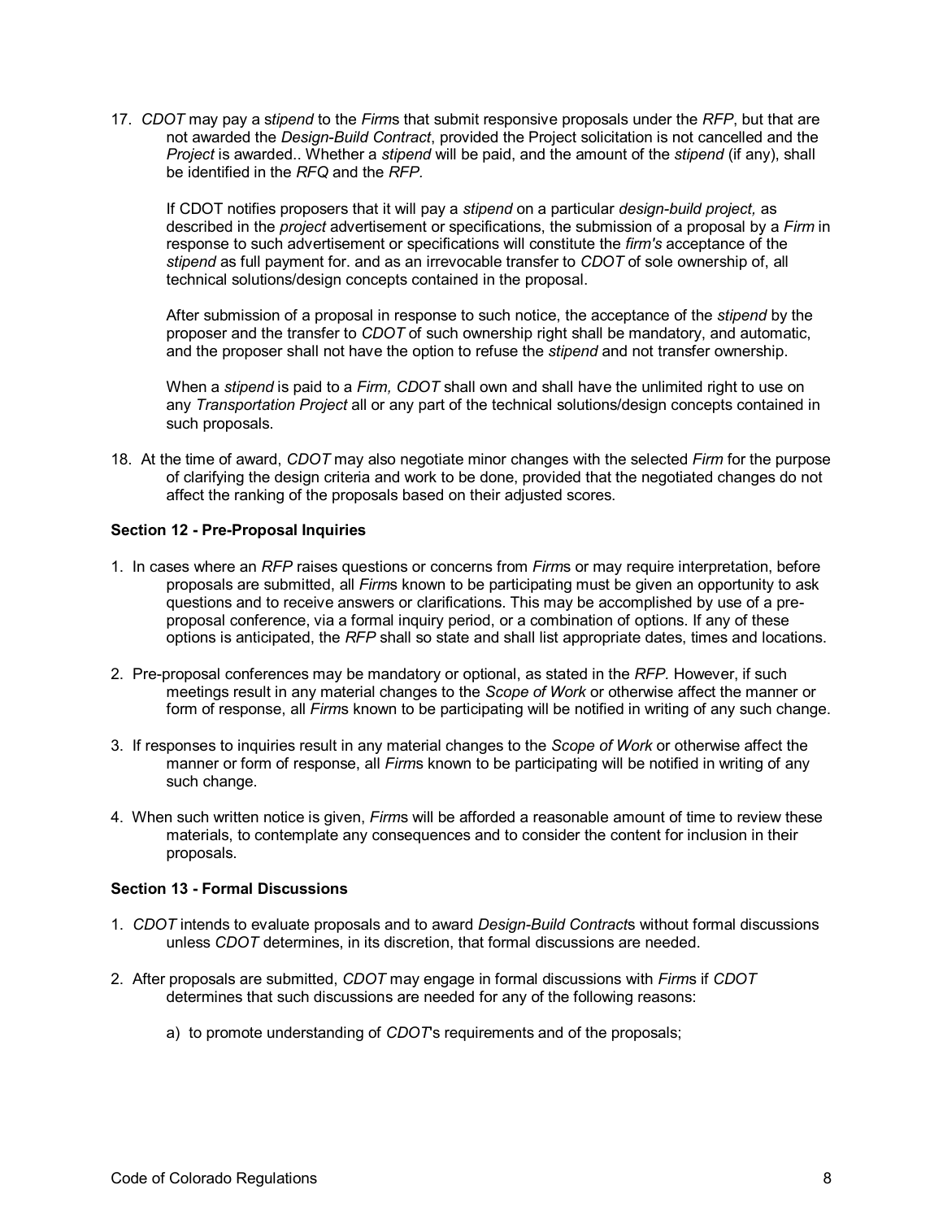17. *CDOT* may pay a s*tipend* to the *Firm*s that submit responsive proposals under the *RFP*, but that are not awarded the *Design-Build Contract*, provided the Project solicitation is not cancelled and the *Project* is awarded.. Whether a *stipend* will be paid, and the amount of the *stipend* (if any), shall be identified in the *RFQ* and the *RFP.*

    If CDOT notifies proposers that it will pay a *stipend* on a particular *design-build project,* as described in the *project* advertisement or specifications, the submission of a proposal by a *Firm* in response to such advertisement or specifications will constitute the *firm's* acceptance of the *stipend* as full payment for. and as an irrevocable transfer to *CDOT* of sole ownership of, all technical solutions/design concepts contained in the proposal.

    After submission of a proposal in response to such notice, the acceptance of the *stipend* by the proposer and the transfer to *CDOT* of such ownership right shall be mandatory, and automatic, and the proposer shall not have the option to refuse the *stipend* and not transfer ownership.

    When a *stipend* is paid to a *Firm, CDOT* shall own and shall have the unlimited right to use on any *Transportation Project* all or any part of the technical solutions/design concepts contained in such proposals.

18. At the time of award, *CDOT* may also negotiate minor changes with the selected *Firm* for the purpose of clarifying the design criteria and work to be done, provided that the negotiated changes do not affect the ranking of the proposals based on their adjusted scores.

**Section 12 - Pre-Proposal Inquiries**

1. In cases where an *RFP* raises questions or concerns from *Firm*s or may require interpretation, before proposals are submitted, all *Firm*s known to be participating must be given an opportunity to ask questions and to receive answers or clarifications. This may be accomplished by use of a pre-proposal conference, via a formal inquiry period, or a combination of options. If any of these options is anticipated, the *RFP* shall so state and shall list appropriate dates, times and locations.

2. Pre-proposal conferences may be mandatory or optional, as stated in the *RFP.* However, if such meetings result in any material changes to the *Scope of Work* or otherwise affect the manner or form of response, all *Firm*s known to be participating will be notified in writing of any such change.

3. If responses to inquiries result in any material changes to the *Scope of Work* or otherwise affect the manner or form of response, all *Firm*s known to be participating will be notified in writing of any such change.

4. When such written notice is given, *Firm*s will be afforded a reasonable amount of time to review these materials, to contemplate any consequences and to consider the content for inclusion in their proposals.

**Section 13 - Formal Discussions**

1. *CDOT* intends to evaluate proposals and to award *Design-Build Contract*s without formal discussions unless *CDOT* determines, in its discretion, that formal discussions are needed.

2. After proposals are submitted, *CDOT* may engage in formal discussions with *Firm*s if *CDOT* determines that such discussions are needed for any of the following reasons:

    a) to promote understanding of *CDOT*'s requirements and of the proposals;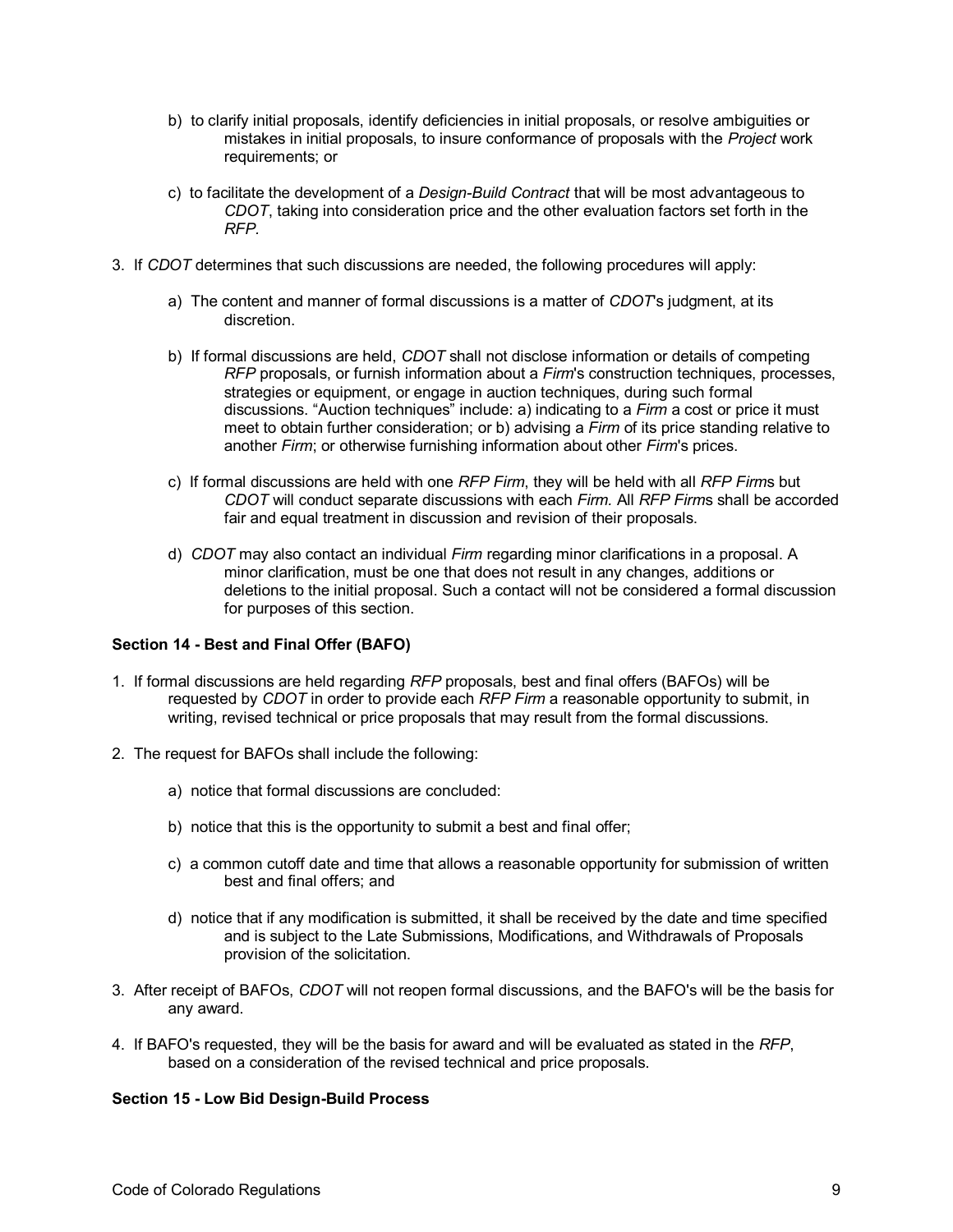b) to clarify initial proposals, identify deficiencies in initial proposals, or resolve ambiguities or mistakes in initial proposals, to insure conformance of proposals with the *Project* work requirements; or

c) to facilitate the development of a *Design-Build Contract* that will be most advantageous to *CDOT*, taking into consideration price and the other evaluation factors set forth in the *RFP*.

3. If *CDOT* determines that such discussions are needed, the following procedures will apply:

   a) The content and manner of formal discussions is a matter of *CDOT*'s judgment, at its discretion.

   b) If formal discussions are held, *CDOT* shall not disclose information or details of competing *RFP* proposals, or furnish information about a *Firm*'s construction techniques, processes, strategies or equipment, or engage in auction techniques, during such formal discussions. "Auction techniques" include: a) indicating to a *Firm* a cost or price it must meet to obtain further consideration; or b) advising a *Firm* of its price standing relative to another *Firm*; or otherwise furnishing information about other *Firm*'s prices.

   c) If formal discussions are held with one *RFP Firm*, they will be held with all *RFP Firm*s but *CDOT* will conduct separate discussions with each *Firm.* All *RFP Firm*s shall be accorded fair and equal treatment in discussion and revision of their proposals.

   d) *CDOT* may also contact an individual *Firm* regarding minor clarifications in a proposal. A minor clarification, must be one that does not result in any changes, additions or deletions to the initial proposal. Such a contact will not be considered a formal discussion for purposes of this section.

**Section 14 - Best and Final Offer (BAFO)**

1. If formal discussions are held regarding *RFP* proposals, best and final offers (BAFOs) will be requested by *CDOT* in order to provide each *RFP Firm* a reasonable opportunity to submit, in writing, revised technical or price proposals that may result from the formal discussions.

2. The request for BAFOs shall include the following:

   a) notice that formal discussions are concluded:

   b) notice that this is the opportunity to submit a best and final offer;

   c) a common cutoff date and time that allows a reasonable opportunity for submission of written best and final offers; and

   d) notice that if any modification is submitted, it shall be received by the date and time specified and is subject to the Late Submissions, Modifications, and Withdrawals of Proposals provision of the solicitation.

3. After receipt of BAFOs, *CDOT* will not reopen formal discussions, and the BAFO's will be the basis for any award.

4. If BAFO's requested, they will be the basis for award and will be evaluated as stated in the *RFP*, based on a consideration of the revised technical and price proposals.

**Section 15 - Low Bid Design-Build Process**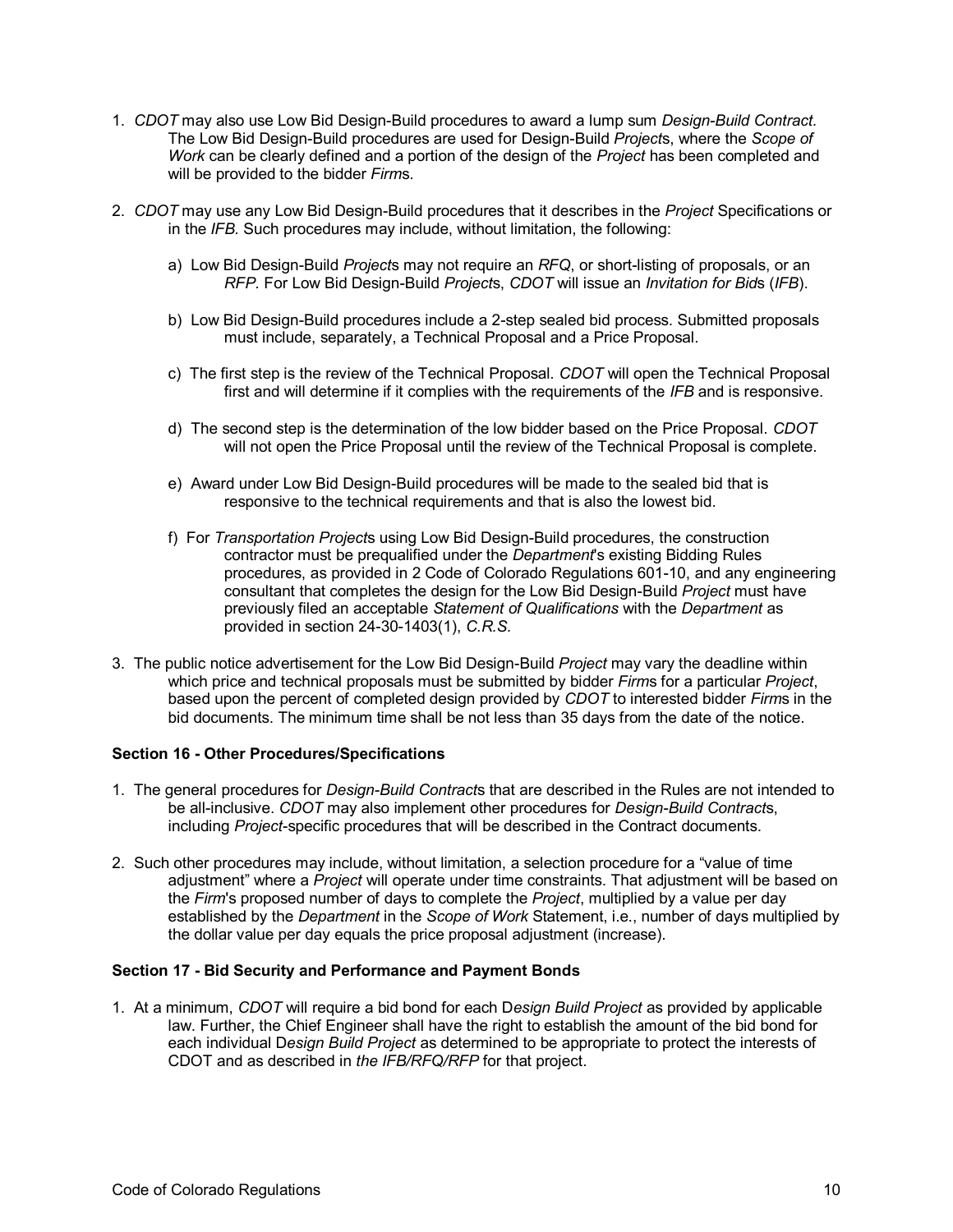1. *CDOT* may also use Low Bid Design-Build procedures to award a lump sum *Design-Build Contract.* The Low Bid Design-Build procedures are used for Design-Build *Project*s, where the *Scope of Work* can be clearly defined and a portion of the design of the *Project* has been completed and will be provided to the bidder *Firm*s.

2. *CDOT* may use any Low Bid Design-Build procedures that it describes in the *Project* Specifications or in the *IFB.* Such procedures may include, without limitation, the following:

   a) Low Bid Design-Build *Project*s may not require an *RFQ*, or short-listing of proposals, or an *RFP.* For Low Bid Design-Build *Project*s, *CDOT* will issue an *Invitation for Bid*s (*IFB*).

   b) Low Bid Design-Build procedures include a 2-step sealed bid process. Submitted proposals must include, separately, a Technical Proposal and a Price Proposal.

   c) The first step is the review of the Technical Proposal. *CDOT* will open the Technical Proposal first and will determine if it complies with the requirements of the *IFB* and is responsive.

   d) The second step is the determination of the low bidder based on the Price Proposal. *CDOT* will not open the Price Proposal until the review of the Technical Proposal is complete.

   e) Award under Low Bid Design-Build procedures will be made to the sealed bid that is responsive to the technical requirements and that is also the lowest bid.

   f) For *Transportation Project*s using Low Bid Design-Build procedures, the construction contractor must be prequalified under the *Department*'s existing Bidding Rules procedures, as provided in 2 Code of Colorado Regulations 601-10, and any engineering consultant that completes the design for the Low Bid Design-Build *Project* must have previously filed an acceptable *Statement of Qualifications* with the *Department* as provided in section 24-30-1403(1), *C.R.S.*

3. The public notice advertisement for the Low Bid Design-Build *Project* may vary the deadline within which price and technical proposals must be submitted by bidder *Firm*s for a particular *Project*, based upon the percent of completed design provided by *CDOT* to interested bidder *Firm*s in the bid documents. The minimum time shall be not less than 35 days from the date of the notice.

**Section 16 - Other Procedures/Specifications**

1. The general procedures for *Design-Build Contract*s that are described in the Rules are not intended to be all-inclusive. *CDOT* may also implement other procedures for *Design-Build Contract*s, including *Project*-specific procedures that will be described in the Contract documents.

2. Such other procedures may include, without limitation, a selection procedure for a "value of time adjustment" where a *Project* will operate under time constraints. That adjustment will be based on the *Firm*'s proposed number of days to complete the *Project*, multiplied by a value per day established by the *Department* in the *Scope of Work* Statement, i.e., number of days multiplied by the dollar value per day equals the price proposal adjustment (increase).

**Section 17 - Bid Security and Performance and Payment Bonds**

1. At a minimum, *CDOT* will require a bid bond for each D*esign Build Project* as provided by applicable law. Further, the Chief Engineer shall have the right to establish the amount of the bid bond for each individual D*esign Build Project* as determined to be appropriate to protect the interests of CDOT and as described in *the IFB/RFQ/RFP* for that project.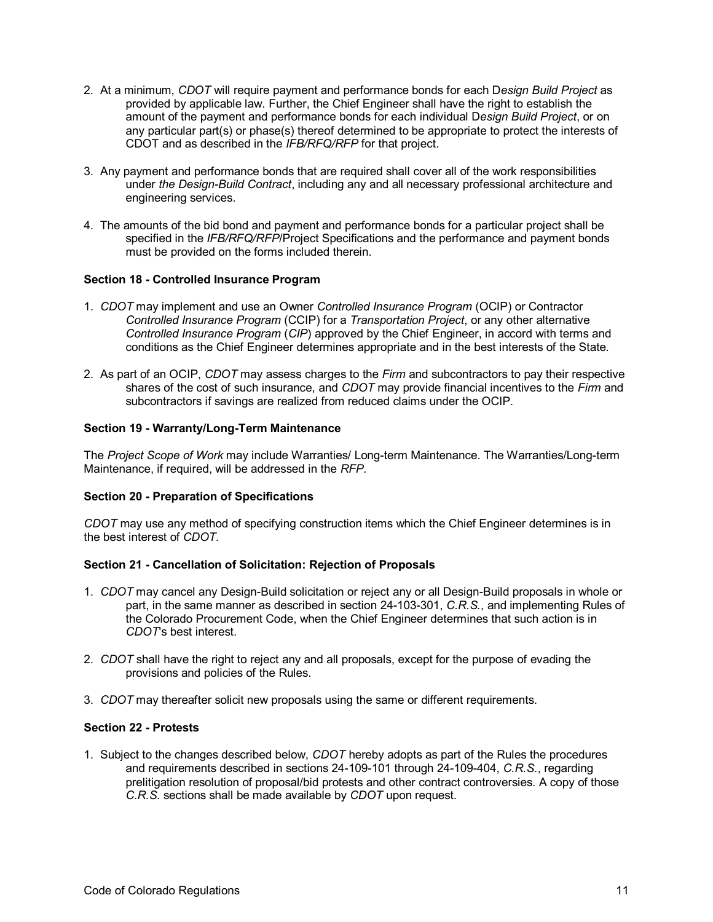2. At a minimum, *CDOT* will require payment and performance bonds for each D*esign Build Project* as provided by applicable law. Further, the Chief Engineer shall have the right to establish the amount of the payment and performance bonds for each individual D*esign Build Project*, or on any particular part(s) or phase(s) thereof determined to be appropriate to protect the interests of CDOT and as described in the *IFB/RFQ/RFP* for that project.

3. Any payment and performance bonds that are required shall cover all of the work responsibilities under *the Design-Build Contract*, including any and all necessary professional architecture and engineering services.

4. The amounts of the bid bond and payment and performance bonds for a particular project shall be specified in the *IFB/RFQ/RFP*/Project Specifications and the performance and payment bonds must be provided on the forms included therein.

**Section 18 - Controlled Insurance Program**

1. *CDOT* may implement and use an Owner *Controlled Insurance Program* (OCIP) or Contractor *Controlled Insurance Program* (CCIP) for a *Transportation Project*, or any other alternative *Controlled Insurance Program* (*CIP*) approved by the Chief Engineer, in accord with terms and conditions as the Chief Engineer determines appropriate and in the best interests of the State.

2. As part of an OCIP, *CDOT* may assess charges to the *Firm* and subcontractors to pay their respective shares of the cost of such insurance, and *CDOT* may provide financial incentives to the *Firm* and subcontractors if savings are realized from reduced claims under the OCIP.

**Section 19 - Warranty/Long-Term Maintenance**

The *Project Scope of Work* may include Warranties/ Long-term Maintenance. The Warranties/Long-term Maintenance, if required, will be addressed in the *RFP.*

**Section 20 - Preparation of Specifications**

*CDOT* may use any method of specifying construction items which the Chief Engineer determines is in the best interest of *CDOT.*

**Section 21 - Cancellation of Solicitation: Rejection of Proposals**

1. *CDOT* may cancel any Design-Build solicitation or reject any or all Design-Build proposals in whole or part, in the same manner as described in section 24-103-301, *C.R.S.*, and implementing Rules of the Colorado Procurement Code, when the Chief Engineer determines that such action is in *CDOT*'s best interest.

2. *CDOT* shall have the right to reject any and all proposals, except for the purpose of evading the provisions and policies of the Rules.

3. *CDOT* may thereafter solicit new proposals using the same or different requirements.

**Section 22 - Protests**

1. Subject to the changes described below, *CDOT* hereby adopts as part of the Rules the procedures and requirements described in sections 24-109-101 through 24-109-404, *C.R.S.*, regarding prelitigation resolution of proposal/bid protests and other contract controversies. A copy of those *C.R.S.* sections shall be made available by *CDOT* upon request.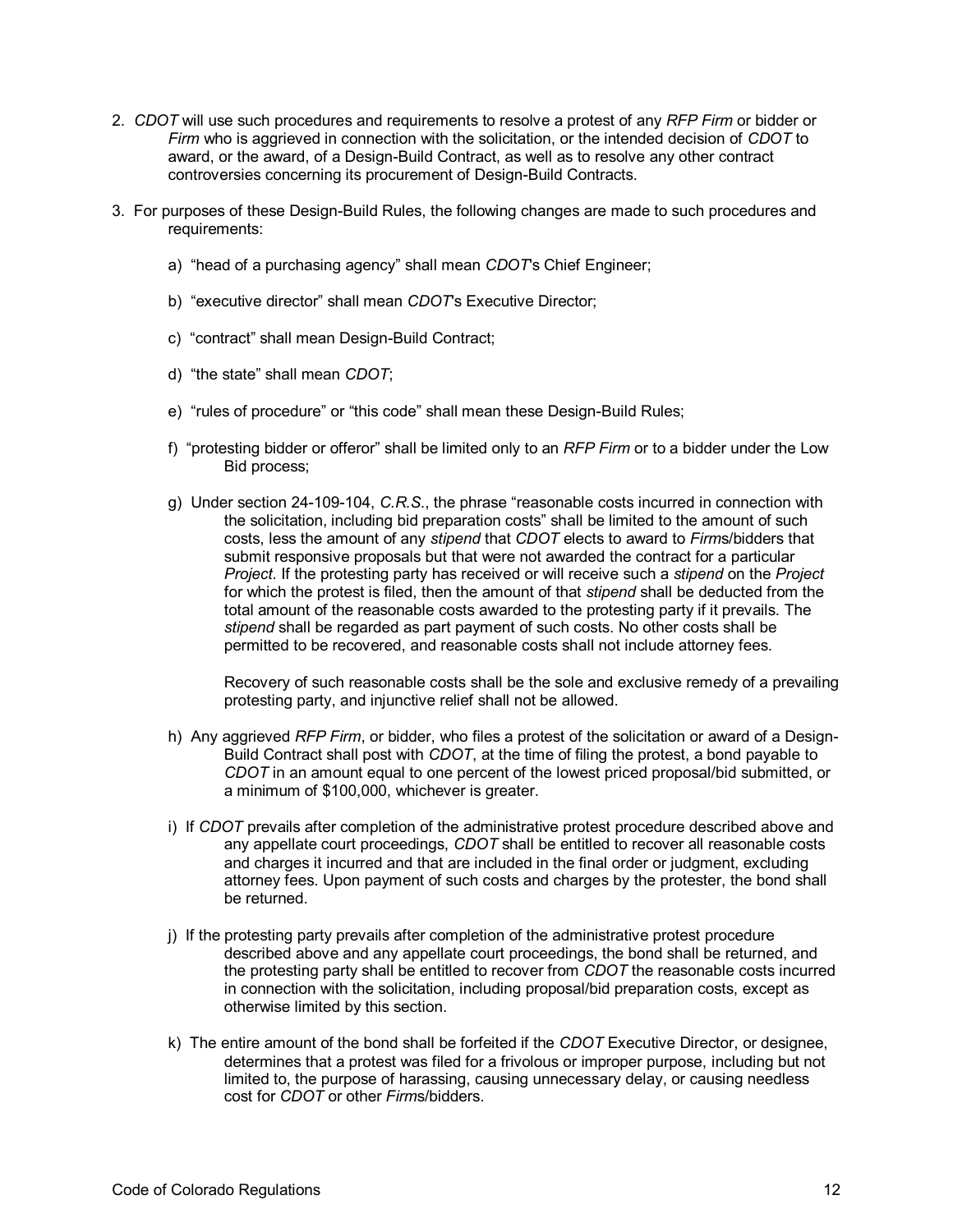2. *CDOT* will use such procedures and requirements to resolve a protest of any *RFP Firm* or bidder or *Firm* who is aggrieved in connection with the solicitation, or the intended decision of *CDOT* to award, or the award, of a Design-Build Contract, as well as to resolve any other contract controversies concerning its procurement of Design-Build Contracts.

3. For purposes of these Design-Build Rules, the following changes are made to such procedures and requirements:

   a) "head of a purchasing agency" shall mean *CDOT*'s Chief Engineer;

   b) "executive director" shall mean *CDOT*'s Executive Director;

   c) "contract" shall mean Design-Build Contract;

   d) "the state" shall mean *CDOT*;

   e) "rules of procedure" or "this code" shall mean these Design-Build Rules;

   f) "protesting bidder or offeror" shall be limited only to an *RFP Firm* or to a bidder under the Low Bid process;

   g) Under section 24-109-104, *C.R.S.*, the phrase "reasonable costs incurred in connection with the solicitation, including bid preparation costs" shall be limited to the amount of such costs, less the amount of any *stipend* that *CDOT* elects to award to *Firm*s/bidders that submit responsive proposals but that were not awarded the contract for a particular *Project*. If the protesting party has received or will receive such a *stipend* on the *Project* for which the protest is filed, then the amount of that *stipend* shall be deducted from the total amount of the reasonable costs awarded to the protesting party if it prevails. The *stipend* shall be regarded as part payment of such costs. No other costs shall be permitted to be recovered, and reasonable costs shall not include attorney fees.

      Recovery of such reasonable costs shall be the sole and exclusive remedy of a prevailing protesting party, and injunctive relief shall not be allowed.

   h) Any aggrieved *RFP Firm*, or bidder, who files a protest of the solicitation or award of a Design-Build Contract shall post with *CDOT*, at the time of filing the protest, a bond payable to *CDOT* in an amount equal to one percent of the lowest priced proposal/bid submitted, or a minimum of $100,000, whichever is greater.

   i) If *CDOT* prevails after completion of the administrative protest procedure described above and any appellate court proceedings, *CDOT* shall be entitled to recover all reasonable costs and charges it incurred and that are included in the final order or judgment, excluding attorney fees. Upon payment of such costs and charges by the protester, the bond shall be returned.

   j) If the protesting party prevails after completion of the administrative protest procedure described above and any appellate court proceedings, the bond shall be returned, and the protesting party shall be entitled to recover from *CDOT* the reasonable costs incurred in connection with the solicitation, including proposal/bid preparation costs, except as otherwise limited by this section.

   k) The entire amount of the bond shall be forfeited if the *CDOT* Executive Director, or designee, determines that a protest was filed for a frivolous or improper purpose, including but not limited to, the purpose of harassing, causing unnecessary delay, or causing needless cost for *CDOT* or other *Firm*s/bidders.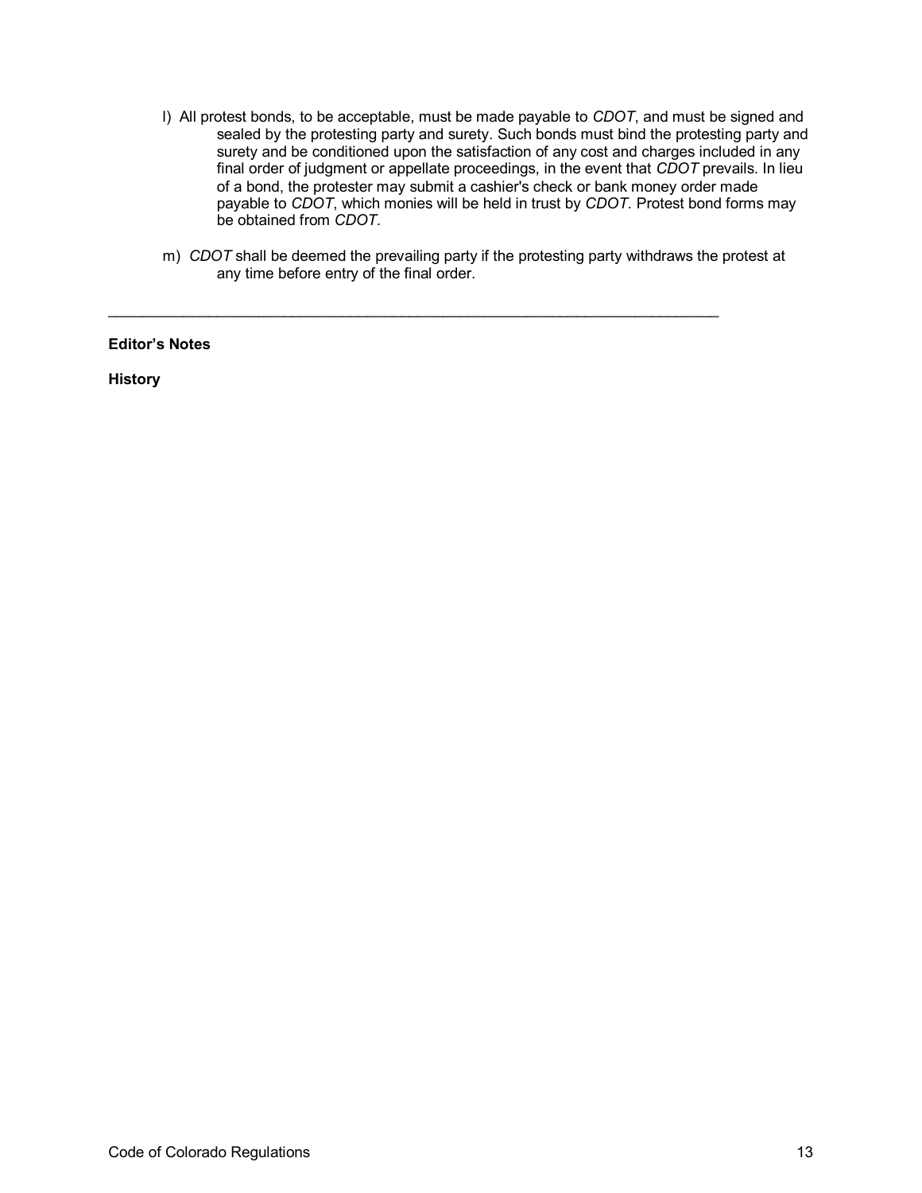l) All protest bonds, to be acceptable, must be made payable to *CDOT*, and must be signed and sealed by the protesting party and surety. Such bonds must bind the protesting party and surety and be conditioned upon the satisfaction of any cost and charges included in any final order of judgment or appellate proceedings, in the event that *CDOT* prevails. In lieu of a bond, the protester may submit a cashier's check or bank money order made payable to *CDOT*, which monies will be held in trust by *CDOT*. Protest bond forms may be obtained from *CDOT*.

m) *CDOT* shall be deemed the prevailing party if the protesting party withdraws the protest at any time before entry of the final order.

---

**Editor's Notes**

**History**